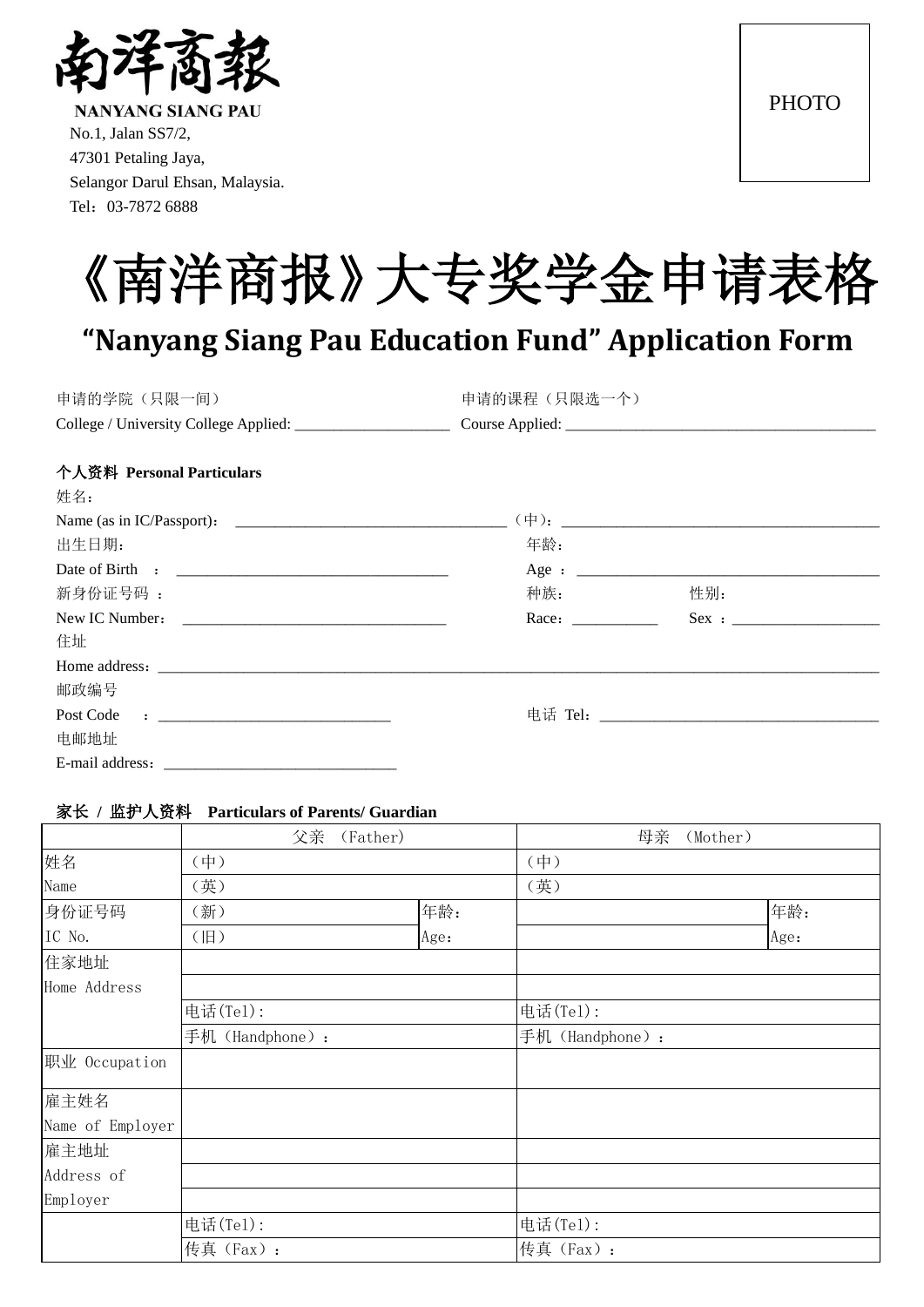南洋商報

**NANYANG SIANG PAU**

No.1, Jalan SS7/2,
47301 Petaling Jaya,
Selangor Darul Ehsan, Malaysia.
Tel：03-7872 6888

PHOTO

# 《南洋商报》大专奖学金申请表格

## "Nanyang Siang Pau Education Fund" Application Form

申请的学院（只限一间）
College / University College Applied: ____________________

申请的课程（只限选一个）
Course Applied: ________________________________________

**个人资料 Personal Particulars**

姓名：
Name (as in IC/Passport)： __________________________________ （中）：________________________________________

出生日期：
Date of Birth ： __________________________________

年龄：
Age ： ______________________________________

新身份证号码 ：
New IC Number： _________________________________

种族：
Race：__________

性别：
Sex ：__________________

住址
Home address：________________________________________________________________________________________

邮政编号
Post Code ：_____________________________

电话 Tel：___________________________________

电邮地址
E-mail address：_____________________________

**家长 / 监护人资料 Particulars of Parents/ Guardian**

| | 父亲 （Father） | | 母亲 （Mother） | |
|---|---|---|---|---|
| 姓名 | （中） | | （中） | |
| Name | （英） | | （英） | |
| 身份证号码 | （新） | 年龄： | | 年龄： |
| IC No. | （旧） | Age： | | Age： |
| 住家地址 | | | | |
| Home Address | | | | |
| | 电话(Tel): | | 电话(Tel): | |
| | 手机（Handphone）： | | 手机（Handphone）： | |
| 职业 Occupation | | | | |
| 雇主姓名 Name of Employer | | | | |
| 雇主地址 | | | | |
| Address of | | | | |
| Employer | | | | |
| | 电话(Tel): | | 电话(Tel): | |
| | 传真（Fax）： | | 传真（Fax）： | |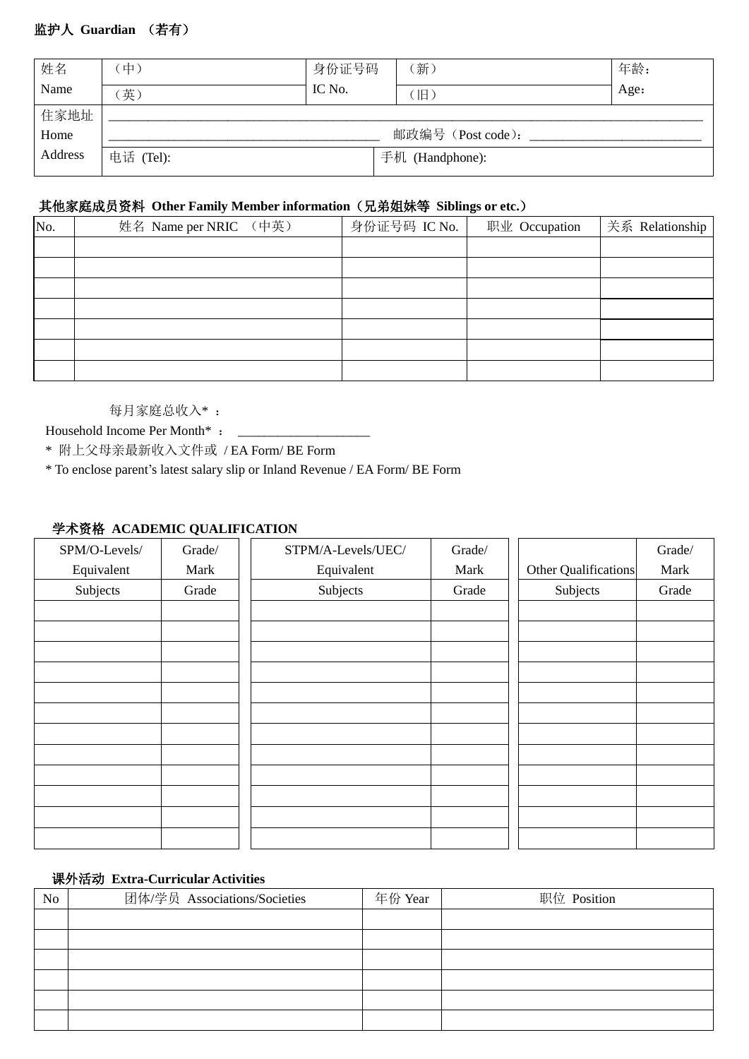**监护人 Guardian （若有）**

| 姓名 Name | （中） | 身份证号码 IC No. | （新） | 年龄： Age： |
|---|---|---|---|---|
| | （英） | | （旧） | |
| 住家地址 Home Address | ________________________________________________ | | | |
| | ____________________ 邮政编号（Post code）：____________ | | | |
| | 电话 (Tel): | | 手机 (Handphone): | |

**其他家庭成员资料 Other Family Member information（兄弟姐妹等 Siblings or etc.）**

| No. | 姓名 Name per NRIC （中英） | 身份证号码 IC No. | 职业 Occupation | 关系 Relationship |
|---|---|---|---|---|
| | | | | |
| | | | | |
| | | | | |
| | | | | |
| | | | | |
| | | | | |
| | | | | |

每月家庭总收入*：

Household Income Per Month* ： ____________________

* 附上父母亲最新收入文件或 / EA Form/ BE Form

* To enclose parent's latest salary slip or Inland Revenue / EA Form/ BE Form

**学术资格 ACADEMIC QUALIFICATION**

| SPM/O-Levels/ Equivalent | Grade/ Mark | STPM/A-Levels/UEC/ Equivalent | Grade/ Mark | Other Qualifications | Grade/ Mark |
|---|---|---|---|---|---|
| Subjects | Grade | Subjects | Grade | Subjects | Grade |
| | | | | | |
| | | | | | |
| | | | | | |
| | | | | | |
| | | | | | |
| | | | | | |
| | | | | | |
| | | | | | |
| | | | | | |
| | | | | | |
| | | | | | |
| | | | | | |

**课外活动 Extra-Curricular Activities**

| No | 团体/学员 Associations/Societies | 年份 Year | 职位 Position |
|---|---|---|---|
| | | | |
| | | | |
| | | | |
| | | | |
| | | | |
| | | | |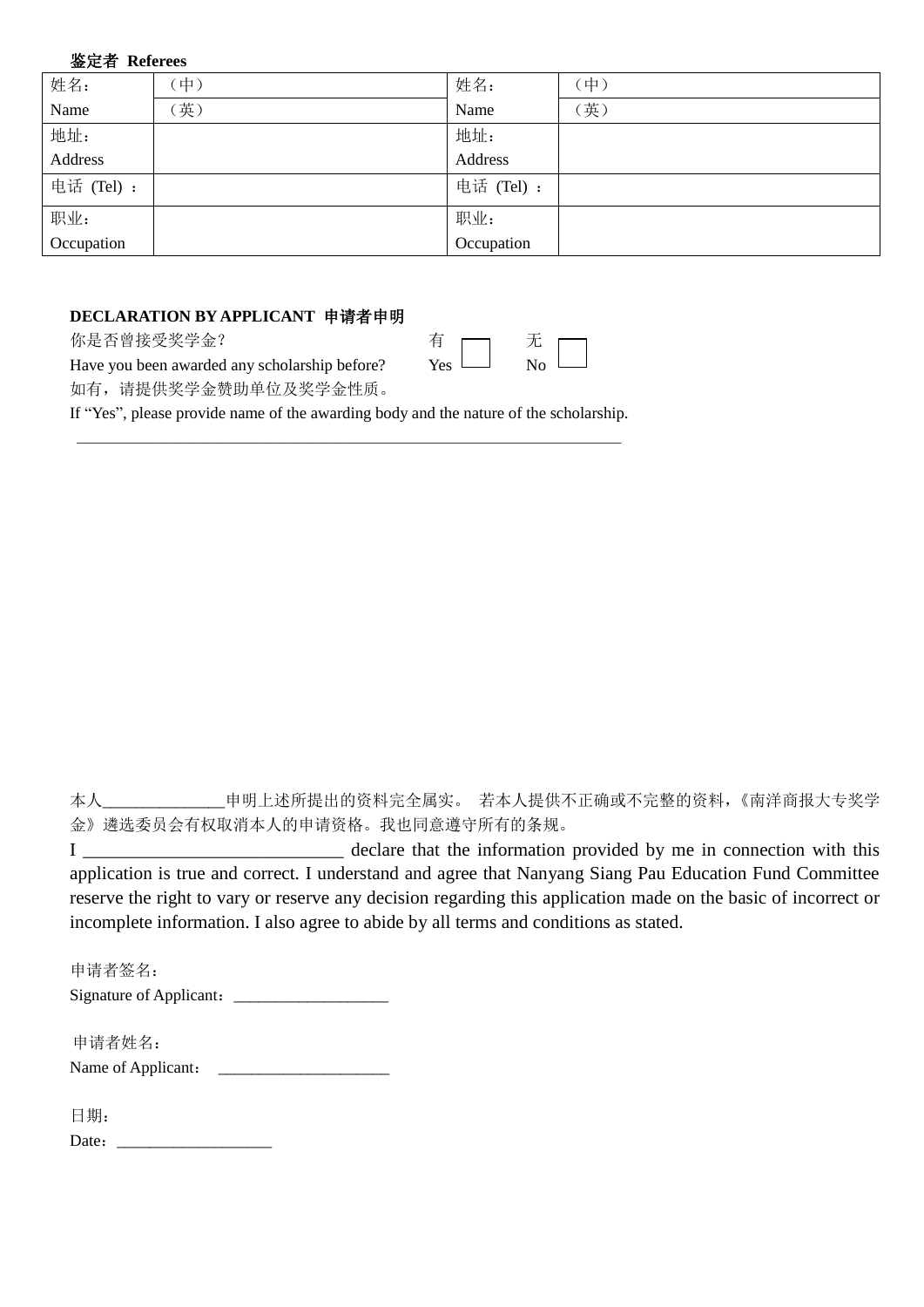**鉴定者 Referees**

| 姓名：<br>Name | （中）<br>（英） | 姓名：<br>Name | （中）<br>（英） |
|---|---|---|---|
| 地址：<br>Address | | 地址：<br>Address | |
| 电话 (Tel) ： | | 电话 (Tel) ： | |
| 职业：<br>Occupation | | 职业：<br>Occupation | |

**DECLARATION BY APPLICANT 申请者申明**

你是否曾接受奖学金？ 有 ☐ 无 ☐

Have you been awarded any scholarship before? Yes ☐ No ☐

如有，请提供奖学金赞助单位及奖学金性质。

If “Yes”, please provide name of the awarding body and the nature of the scholarship.

_____________________________________________________________________

本人______________申明上述所提出的资料完全属实。 若本人提供不正确或不完整的资料，《南洋商报大专奖学金》遴选委员会有权取消本人的申请资格。我也同意遵守所有的条规。

I ____________________________ declare that the information provided by me in connection with this application is true and correct. I understand and agree that Nanyang Siang Pau Education Fund Committee reserve the right to vary or reserve any decision regarding this application made on the basic of incorrect or incomplete information. I also agree to abide by all terms and conditions as stated.

申请者签名：
Signature of Applicant：__________________

申请者姓名：
Name of Applicant： ____________________

日期：
Date：__________________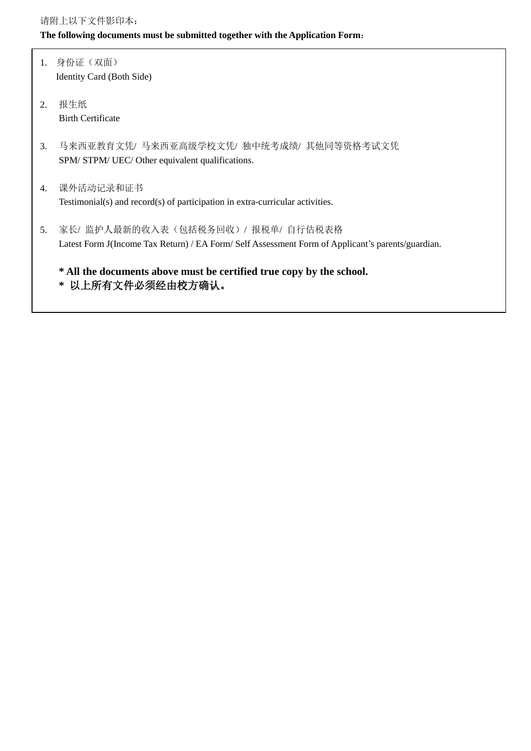请附上以下文件影印本：

**The following documents must be submitted together with the Application Form**:

1. 身份证（双面）
   Identity Card (Both Side)

2. 报生纸
   Birth Certificate

3. 马来西亚教育文凭/ 马来西亚高级学校文凭/ 独中统考成绩/ 其他同等资格考试文凭
   SPM/ STPM/ UEC/ Other equivalent qualifications.

4. 课外活动记录和证书
   Testimonial(s) and record(s) of participation in extra-curricular activities.

5. 家长/ 监护人最新的收入表（包括税务回收）/ 报税单/ 自行估税表格
   Latest Form J(Income Tax Return) / EA Form/ Self Assessment Form of Applicant's parents/guardian.

**\* All the documents above must be certified true copy by the school.**
**\* 以上所有文件必须经由校方确认。**